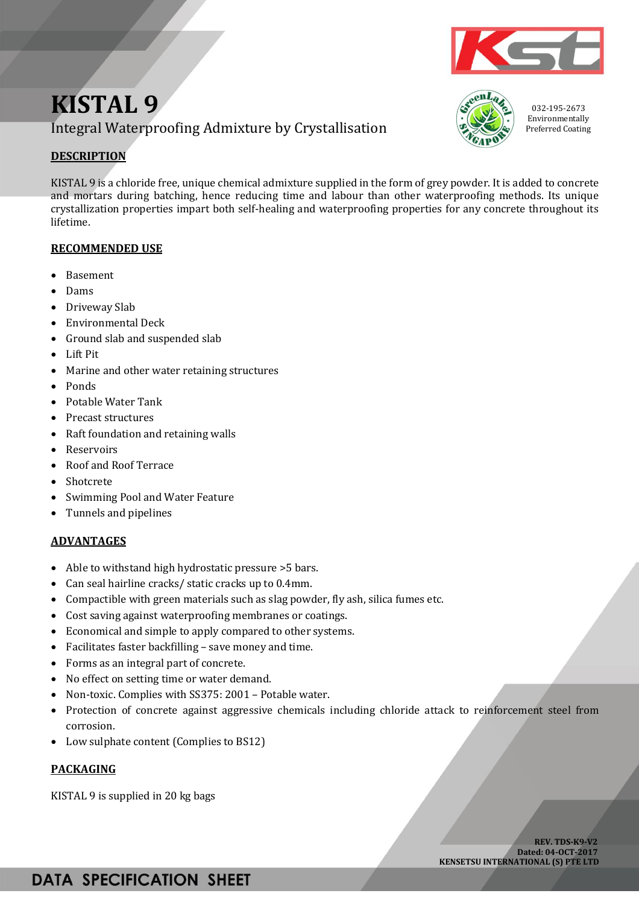# KISTAL 9

Integral Waterproofing Admixture by Crystallisation

032-195-2673
Environmentally
Preferred Coating

## DESCRIPTION

KISTAL 9 is a chloride free, unique chemical admixture supplied in the form of grey powder. It is added to concrete and mortars during batching, hence reducing time and labour than other waterproofing methods. Its unique crystallization properties impart both self-healing and waterproofing properties for any concrete throughout its lifetime.

## RECOMMENDED USE

- Basement
- Dams
- Driveway Slab
- Environmental Deck
- Ground slab and suspended slab
- Lift Pit
- Marine and other water retaining structures
- Ponds
- Potable Water Tank
- Precast structures
- Raft foundation and retaining walls
- Reservoirs
- Roof and Roof Terrace
- Shotcrete
- Swimming Pool and Water Feature
- Tunnels and pipelines

## ADVANTAGES

- Able to withstand high hydrostatic pressure >5 bars.
- Can seal hairline cracks/ static cracks up to 0.4mm.
- Compactible with green materials such as slag powder, fly ash, silica fumes etc.
- Cost saving against waterproofing membranes or coatings.
- Economical and simple to apply compared to other systems.
- Facilitates faster backfilling – save money and time.
- Forms as an integral part of concrete.
- No effect on setting time or water demand.
- Non-toxic. Complies with SS375: 2001 – Potable water.
- Protection of concrete against aggressive chemicals including chloride attack to reinforcement steel from corrosion.
- Low sulphate content (Complies to BS12)

## PACKAGING

KISTAL 9 is supplied in 20 kg bags

**REV. TDS-K9-V2**
**Dated: 04-OCT-2017**
**KENSETSU INTERNATIONAL (S) PTE LTD**

DATA SPECIFICATION SHEET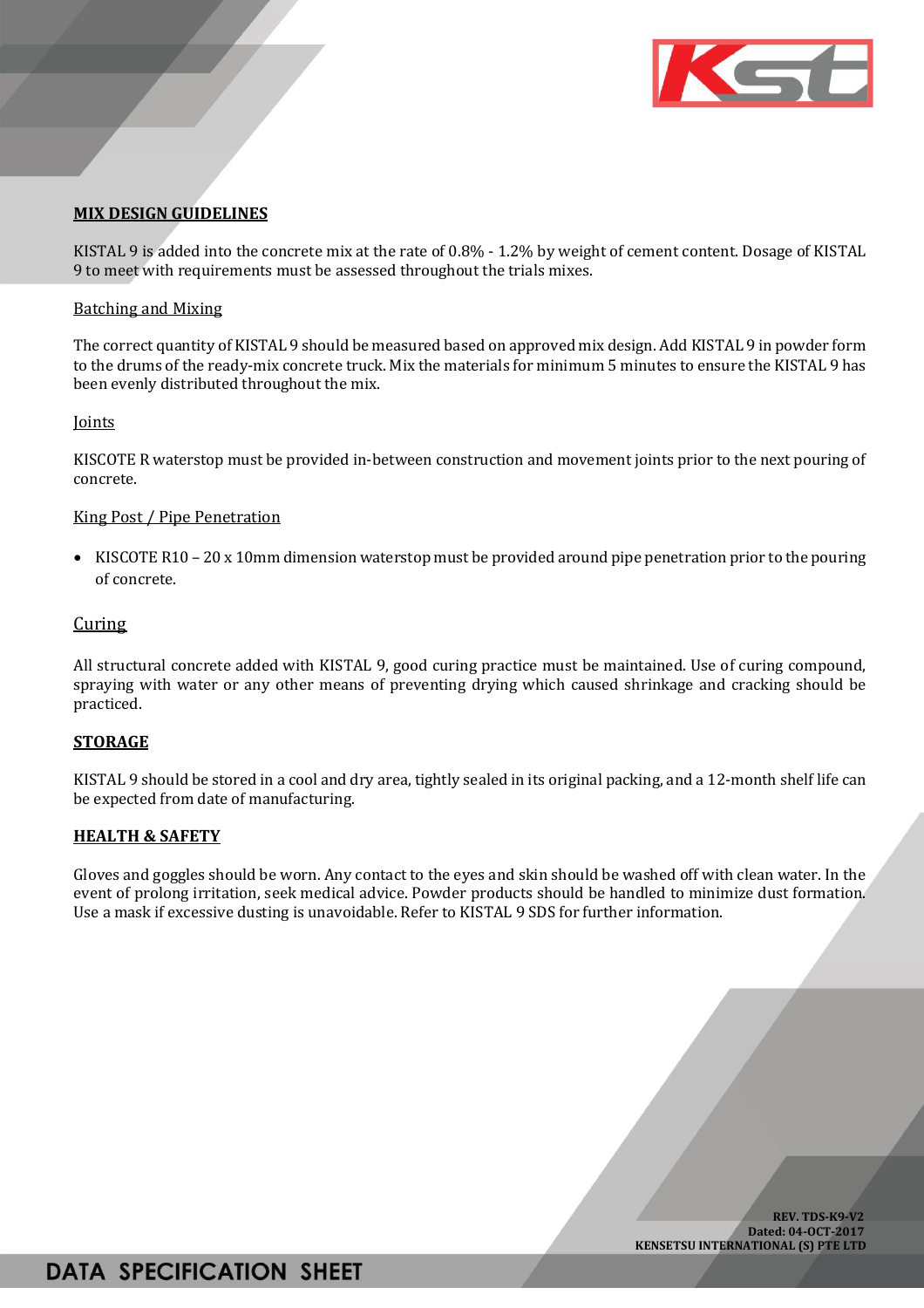## MIX DESIGN GUIDELINES

KISTAL 9 is added into the concrete mix at the rate of 0.8% - 1.2% by weight of cement content. Dosage of KISTAL 9 to meet with requirements must be assessed throughout the trials mixes.

### Batching and Mixing

The correct quantity of KISTAL 9 should be measured based on approved mix design. Add KISTAL 9 in powder form to the drums of the ready-mix concrete truck. Mix the materials for minimum 5 minutes to ensure the KISTAL 9 has been evenly distributed throughout the mix.

### Joints

KISCOTE R waterstop must be provided in-between construction and movement joints prior to the next pouring of concrete.

### King Post / Pipe Penetration

- KISCOTE R10 – 20 x 10mm dimension waterstop must be provided around pipe penetration prior to the pouring of concrete.

### Curing

All structural concrete added with KISTAL 9, good curing practice must be maintained. Use of curing compound, spraying with water or any other means of preventing drying which caused shrinkage and cracking should be practiced.

## STORAGE

KISTAL 9 should be stored in a cool and dry area, tightly sealed in its original packing, and a 12-month shelf life can be expected from date of manufacturing.

## HEALTH & SAFETY

Gloves and goggles should be worn. Any contact to the eyes and skin should be washed off with clean water. In the event of prolong irritation, seek medical advice. Powder products should be handled to minimize dust formation. Use a mask if excessive dusting is unavoidable. Refer to KISTAL 9 SDS for further information.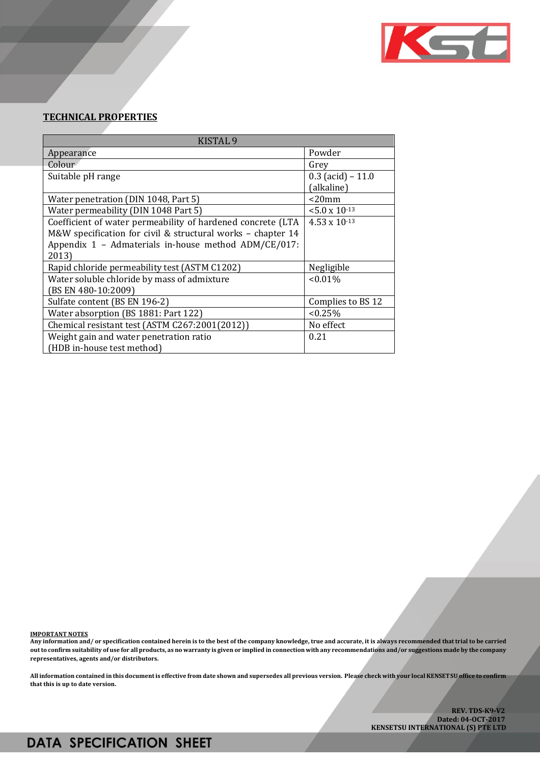## TECHNICAL PROPERTIES

| KISTAL 9 | |
|---|---|
| Appearance | Powder |
| Colour | Grey |
| Suitable pH range | 0.3 (acid) – 11.0 (alkaline) |
| Water penetration (DIN 1048, Part 5) | <20mm |
| Water permeability (DIN 1048 Part 5) | $<5.0 \times 10^{-13}$ |
| Coefficient of water permeability of hardened concrete (LTA M&W specification for civil & structural works – chapter 14 Appendix 1 – Admaterials in-house method ADM/CE/017: 2013) | $4.53 \times 10^{-13}$ |
| Rapid chloride permeability test (ASTM C1202) | Negligible |
| Water soluble chloride by mass of admixture (BS EN 480-10:2009) | <0.01% |
| Sulfate content (BS EN 196-2) | Complies to BS 12 |
| Water absorption (BS 1881: Part 122) | <0.25% |
| Chemical resistant test (ASTM C267:2001(2012)) | No effect |
| Weight gain and water penetration ratio (HDB in-house test method) | 0.21 |

**IMPORTANT NOTES**

**Any information and/ or specification contained herein is to the best of the company knowledge, true and accurate, it is always recommended that trial to be carried out to confirm suitability of use for all products, as no warranty is given or implied in connection with any recommendations and/or suggestions made by the company representatives, agents and/or distributors.**

**All information contained in this document is effective from date shown and supersedes all previous version. Please check with your local KENSETSU office to confirm that this is up to date version.**

**REV. TDS-K9-V2**
**Dated: 04-OCT-2017**
**KENSETSU INTERNATIONAL (S) PTE LTD**

**DATA SPECIFICATION SHEET**